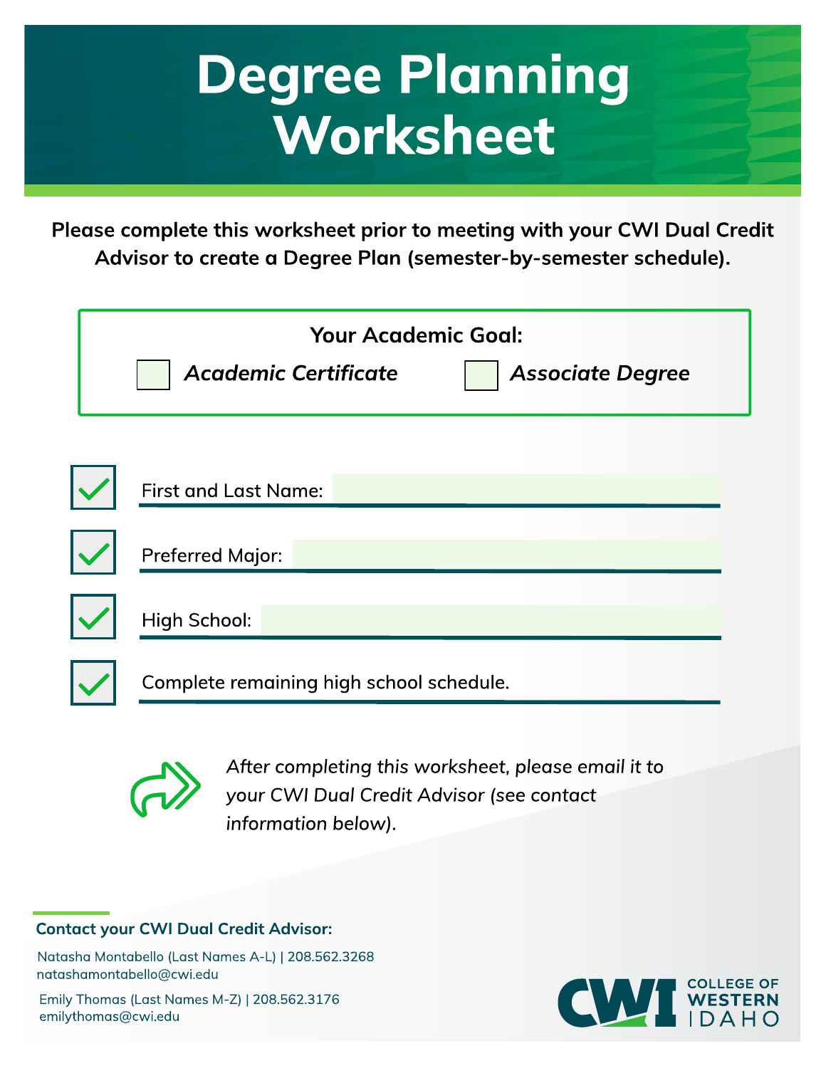# Degree Planning Worksheet

**Please complete this worksheet prior to meeting with your CWI Dual Credit Advisor to create a Degree Plan (semester-by-semester schedule).**

**Your Academic Goal:**

- [ ] ***Academic Certificate***
- [ ] ***Associate Degree***

- [x] First and Last Name: ____________________
- [x] Preferred Major: ____________________
- [x] High School: ____________________
- [x] Complete remaining high school schedule.

*After completing this worksheet, please email it to your CWI Dual Credit Advisor (see contact information below).*

**Contact your CWI Dual Credit Advisor:**

Natasha Montabello (Last Names A-L) | 208.562.3268
natashamontabello@cwi.edu

Emily Thomas (Last Names M-Z) | 208.562.3176
emilythomas@cwi.edu

CWI COLLEGE OF WESTERN IDAHO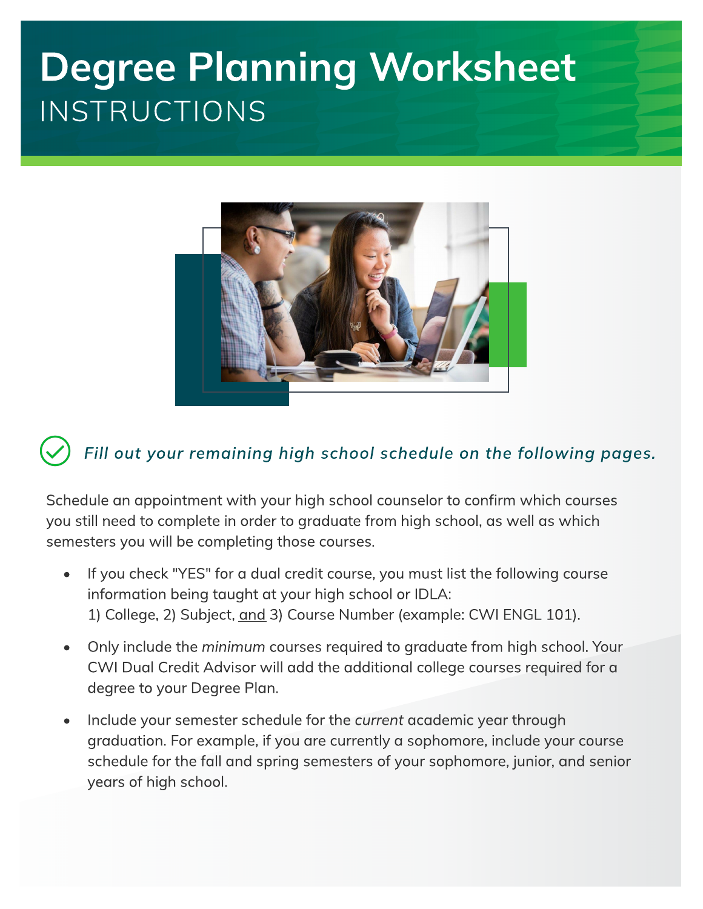# Degree Planning Worksheet

## INSTRUCTIONS

***Fill out your remaining high school schedule on the following pages.***

Schedule an appointment with your high school counselor to confirm which courses you still need to complete in order to graduate from high school, as well as which semesters you will be completing those courses.

- If you check "YES" for a dual credit course, you must list the following course information being taught at your high school or IDLA:
  1) College, 2) Subject, and 3) Course Number (example: CWI ENGL 101).
- Only include the *minimum* courses required to graduate from high school. Your CWI Dual Credit Advisor will add the additional college courses required for a degree to your Degree Plan.
- Include your semester schedule for the *current* academic year through graduation. For example, if you are currently a sophomore, include your course schedule for the fall and spring semesters of your sophomore, junior, and senior years of high school.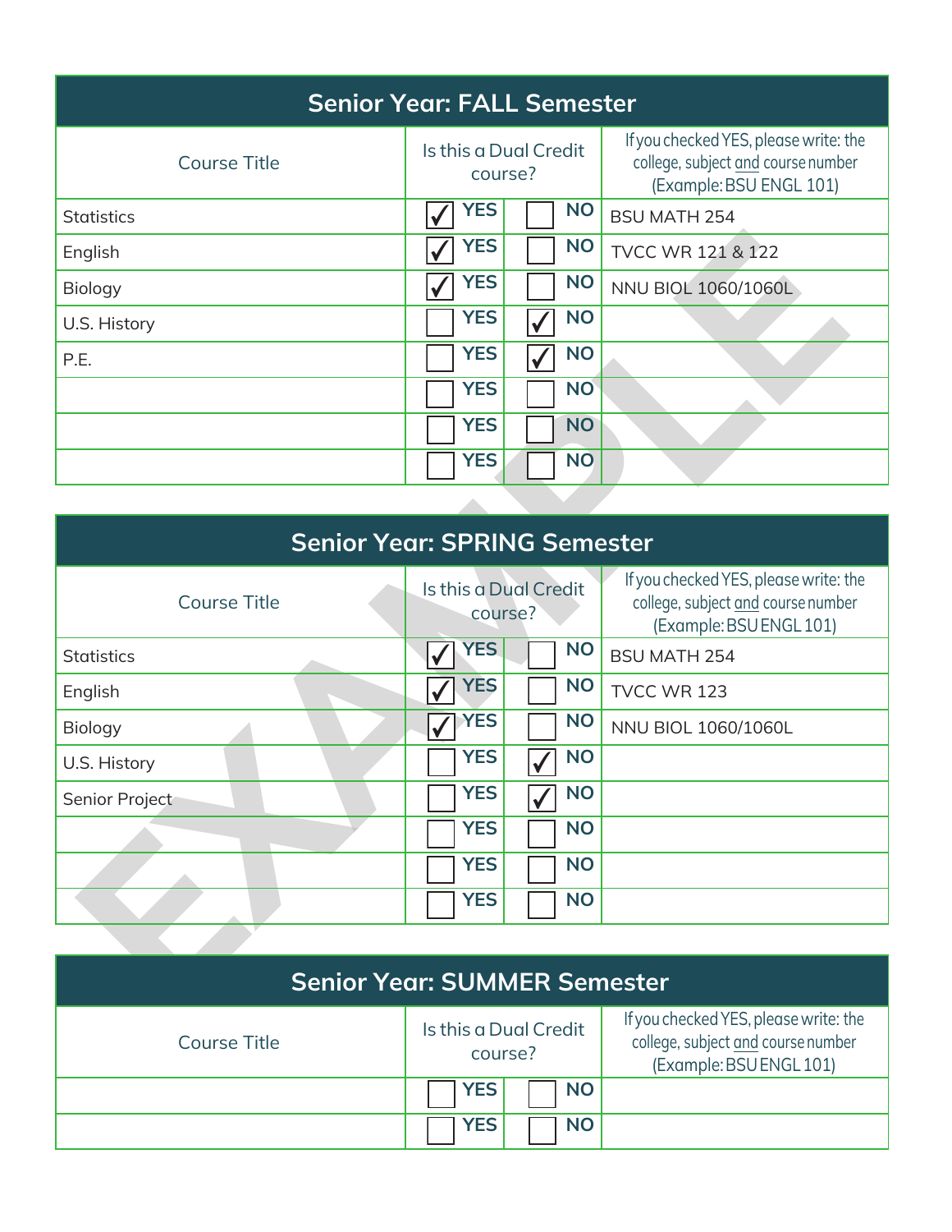## Senior Year: FALL Semester

| Course Title | Is this a Dual Credit course? | | If you checked YES, please write: the college, subject and course number (Example: BSU ENGL 101) |
|---|---|---|---|
| | YES | NO | |
| Statistics | ☑ | ☐ | BSU MATH 254 |
| English | ☑ | ☐ | TVCC WR 121 & 122 |
| Biology | ☑ | ☐ | NNU BIOL 1060/1060L |
| U.S. History | ☐ | ☑ | |
| P.E. | ☐ | ☑ | |
| | ☐ | ☐ | |
| | ☐ | ☐ | |
| | ☐ | ☐ | |

## Senior Year: SPRING Semester

| Course Title | Is this a Dual Credit course? | | If you checked YES, please write: the college, subject and course number (Example: BSU ENGL 101) |
|---|---|---|---|
| | YES | NO | |
| Statistics | ☑ | ☐ | BSU MATH 254 |
| English | ☑ | ☐ | TVCC WR 123 |
| Biology | ☑ | ☐ | NNU BIOL 1060/1060L |
| U.S. History | ☐ | ☑ | |
| Senior Project | ☐ | ☑ | |
| | ☐ | ☐ | |
| | ☐ | ☐ | |
| | ☐ | ☐ | |

## Senior Year: SUMMER Semester

| Course Title | Is this a Dual Credit course? | | If you checked YES, please write: the college, subject and course number (Example: BSU ENGL 101) |
|---|---|---|---|
| | YES | NO | |
| | ☐ | ☐ | |
| | ☐ | ☐ | |

EXAMPLE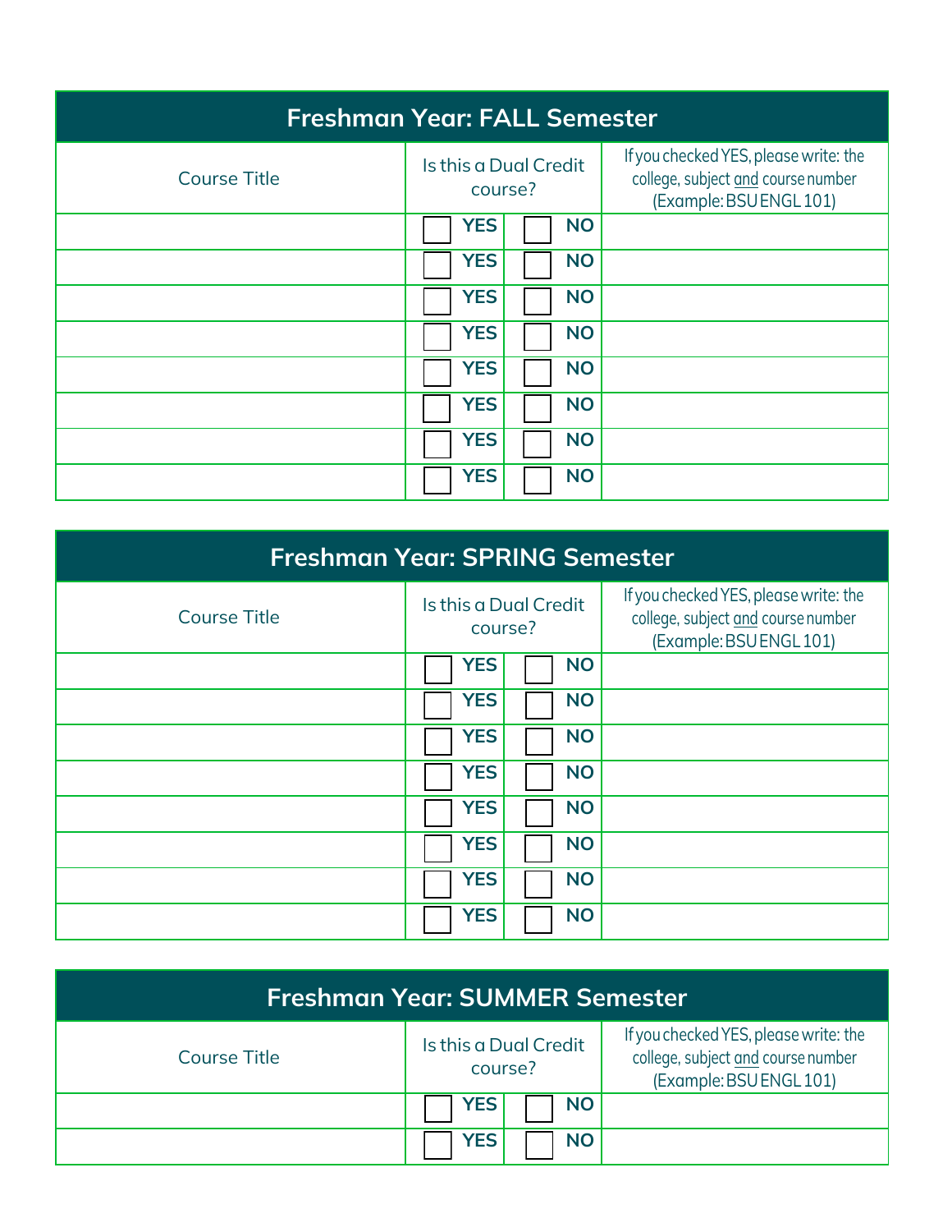| Freshman Year: FALL Semester | | | |
|---|---|---|---|
| Course Title | Is this a Dual Credit course? | | If you checked YES, please write: the college, subject and course number (Example: BSU ENGL 101) |
| | ☐ YES | ☐ NO | |
| | ☐ YES | ☐ NO | |
| | ☐ YES | ☐ NO | |
| | ☐ YES | ☐ NO | |
| | ☐ YES | ☐ NO | |
| | ☐ YES | ☐ NO | |
| | ☐ YES | ☐ NO | |
| | ☐ YES | ☐ NO | |

| Freshman Year: SPRING Semester | | | |
|---|---|---|---|
| Course Title | Is this a Dual Credit course? | | If you checked YES, please write: the college, subject and course number (Example: BSU ENGL 101) |
| | ☐ YES | ☐ NO | |
| | ☐ YES | ☐ NO | |
| | ☐ YES | ☐ NO | |
| | ☐ YES | ☐ NO | |
| | ☐ YES | ☐ NO | |
| | ☐ YES | ☐ NO | |
| | ☐ YES | ☐ NO | |
| | ☐ YES | ☐ NO | |

| Freshman Year: SUMMER Semester | | | |
|---|---|---|---|
| Course Title | Is this a Dual Credit course? | | If you checked YES, please write: the college, subject and course number (Example: BSU ENGL 101) |
| | ☐ YES | ☐ NO | |
| | ☐ YES | ☐ NO | |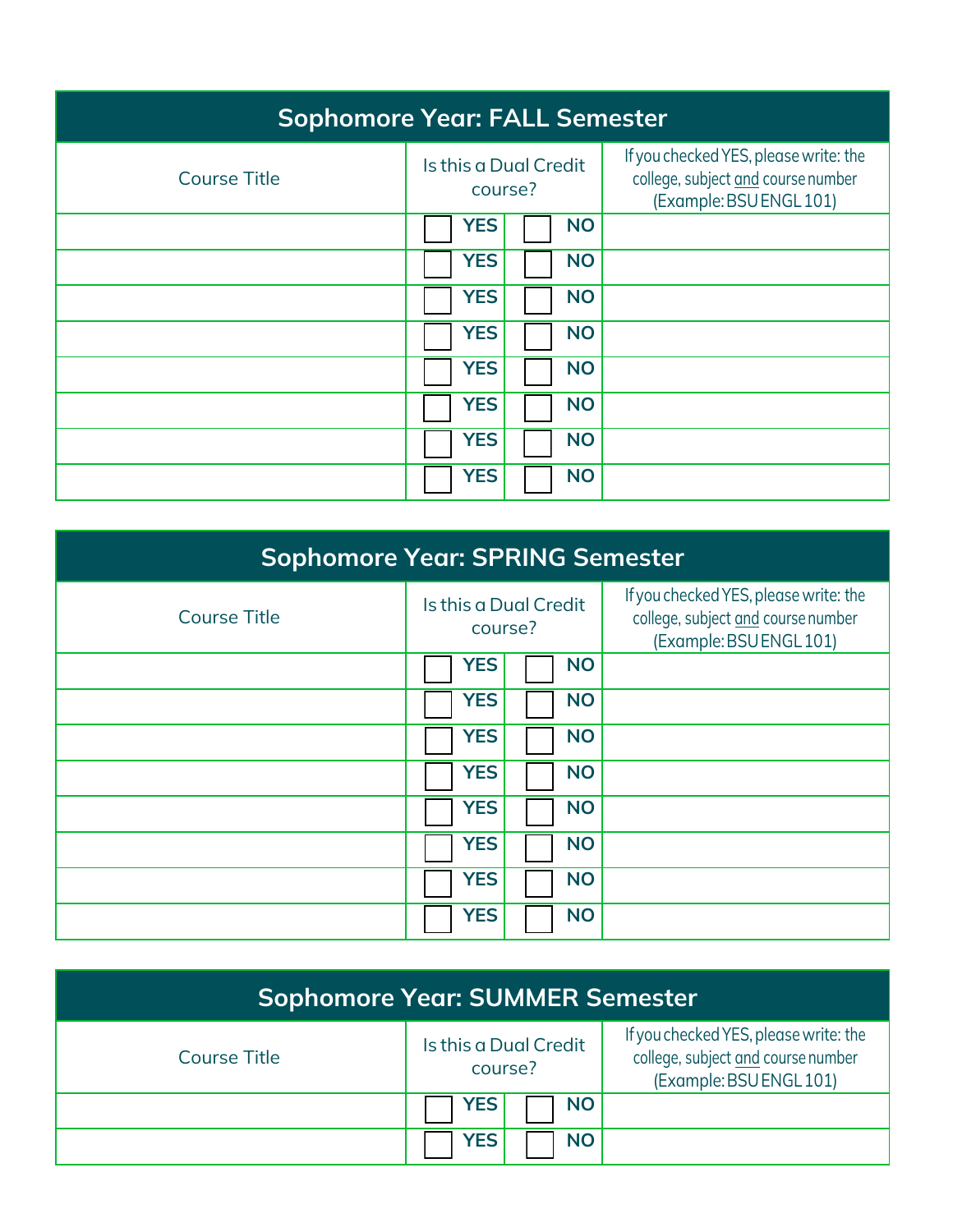## Sophomore Year: FALL Semester

| Course Title | Is this a Dual Credit course? | | If you checked YES, please write: the college, subject and course number (Example: BSU ENGL 101) |
|---|---|---|---|
| | ☐ YES | ☐ NO | |
| | ☐ YES | ☐ NO | |
| | ☐ YES | ☐ NO | |
| | ☐ YES | ☐ NO | |
| | ☐ YES | ☐ NO | |
| | ☐ YES | ☐ NO | |
| | ☐ YES | ☐ NO | |
| | ☐ YES | ☐ NO | |

## Sophomore Year: SPRING Semester

| Course Title | Is this a Dual Credit course? | | If you checked YES, please write: the college, subject and course number (Example: BSU ENGL 101) |
|---|---|---|---|
| | ☐ YES | ☐ NO | |
| | ☐ YES | ☐ NO | |
| | ☐ YES | ☐ NO | |
| | ☐ YES | ☐ NO | |
| | ☐ YES | ☐ NO | |
| | ☐ YES | ☐ NO | |
| | ☐ YES | ☐ NO | |
| | ☐ YES | ☐ NO | |

## Sophomore Year: SUMMER Semester

| Course Title | Is this a Dual Credit course? | | If you checked YES, please write: the college, subject and course number (Example: BSU ENGL 101) |
|---|---|---|---|
| | ☐ YES | ☐ NO | |
| | ☐ YES | ☐ NO | |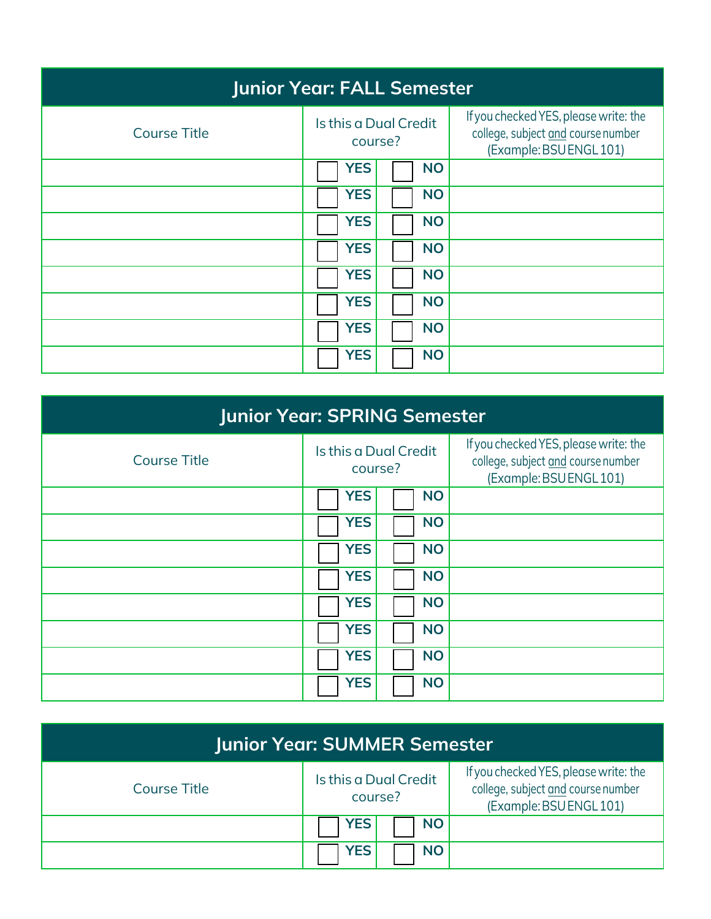| Junior Year: FALL Semester | | | |
|---|---|---|---|
| Course Title | Is this a Dual Credit course? | | If you checked YES, please write: the college, subject and course number (Example: BSU ENGL 101) |
| | ☐ YES | ☐ NO | |
| | ☐ YES | ☐ NO | |
| | ☐ YES | ☐ NO | |
| | ☐ YES | ☐ NO | |
| | ☐ YES | ☐ NO | |
| | ☐ YES | ☐ NO | |
| | ☐ YES | ☐ NO | |
| | ☐ YES | ☐ NO | |

| Junior Year: SPRING Semester | | | |
|---|---|---|---|
| Course Title | Is this a Dual Credit course? | | If you checked YES, please write: the college, subject and course number (Example: BSU ENGL 101) |
| | ☐ YES | ☐ NO | |
| | ☐ YES | ☐ NO | |
| | ☐ YES | ☐ NO | |
| | ☐ YES | ☐ NO | |
| | ☐ YES | ☐ NO | |
| | ☐ YES | ☐ NO | |
| | ☐ YES | ☐ NO | |
| | ☐ YES | ☐ NO | |

| Junior Year: SUMMER Semester | | | |
|---|---|---|---|
| Course Title | Is this a Dual Credit course? | | If you checked YES, please write: the college, subject and course number (Example: BSU ENGL 101) |
| | ☐ YES | ☐ NO | |
| | ☐ YES | ☐ NO | |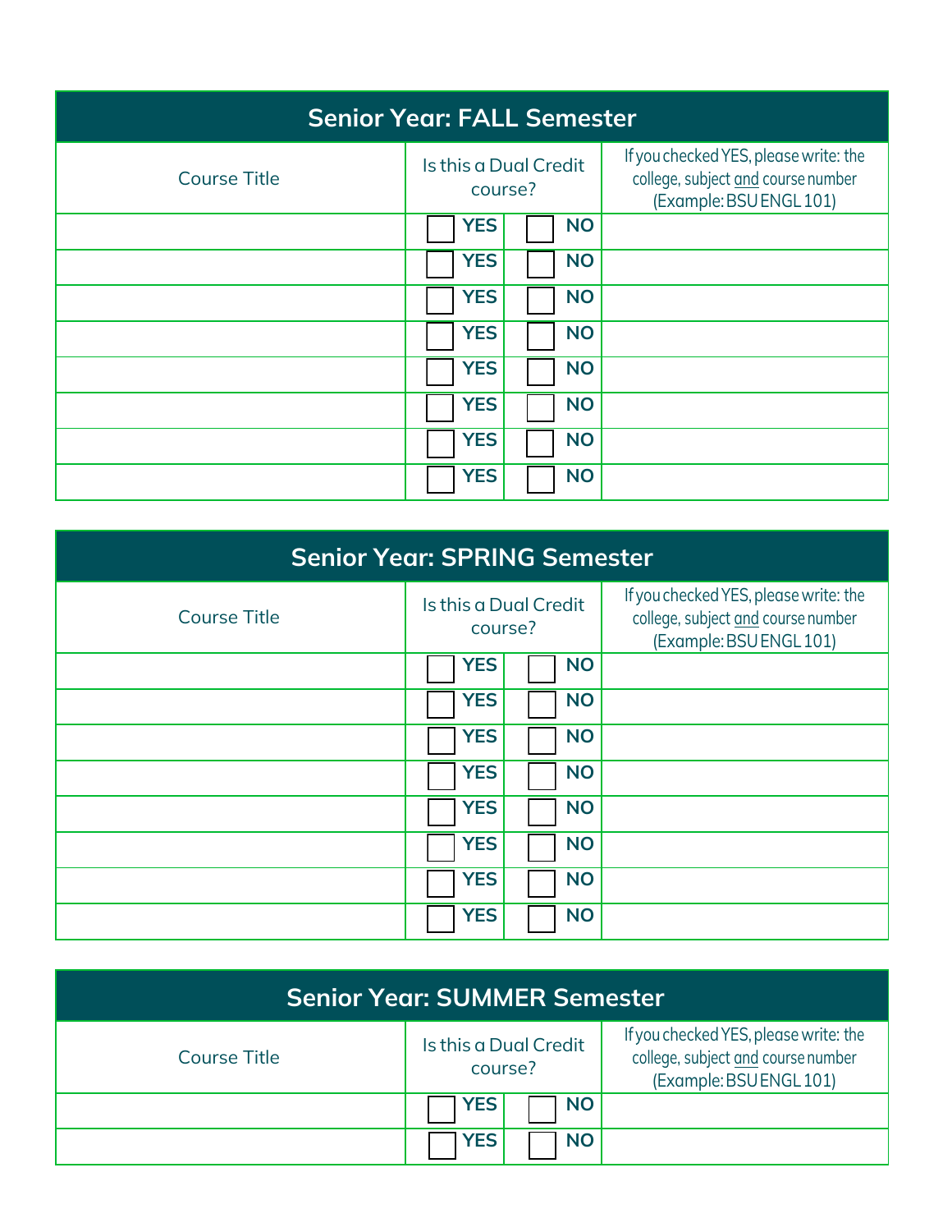| Senior Year: FALL Semester | | | |
|---|---|---|---|
| Course Title | Is this a Dual Credit course? | | If you checked YES, please write: the college, subject and course number (Example: BSU ENGL 101) |
| | ☐ YES | ☐ NO | |
| | ☐ YES | ☐ NO | |
| | ☐ YES | ☐ NO | |
| | ☐ YES | ☐ NO | |
| | ☐ YES | ☐ NO | |
| | ☐ YES | ☐ NO | |
| | ☐ YES | ☐ NO | |
| | ☐ YES | ☐ NO | |

| Senior Year: SPRING Semester | | | |
|---|---|---|---|
| Course Title | Is this a Dual Credit course? | | If you checked YES, please write: the college, subject and course number (Example: BSU ENGL 101) |
| | ☐ YES | ☐ NO | |
| | ☐ YES | ☐ NO | |
| | ☐ YES | ☐ NO | |
| | ☐ YES | ☐ NO | |
| | ☐ YES | ☐ NO | |
| | ☐ YES | ☐ NO | |
| | ☐ YES | ☐ NO | |
| | ☐ YES | ☐ NO | |

| Senior Year: SUMMER Semester | | | |
|---|---|---|---|
| Course Title | Is this a Dual Credit course? | | If you checked YES, please write: the college, subject and course number (Example: BSU ENGL 101) |
| | ☐ YES | ☐ NO | |
| | ☐ YES | ☐ NO | |